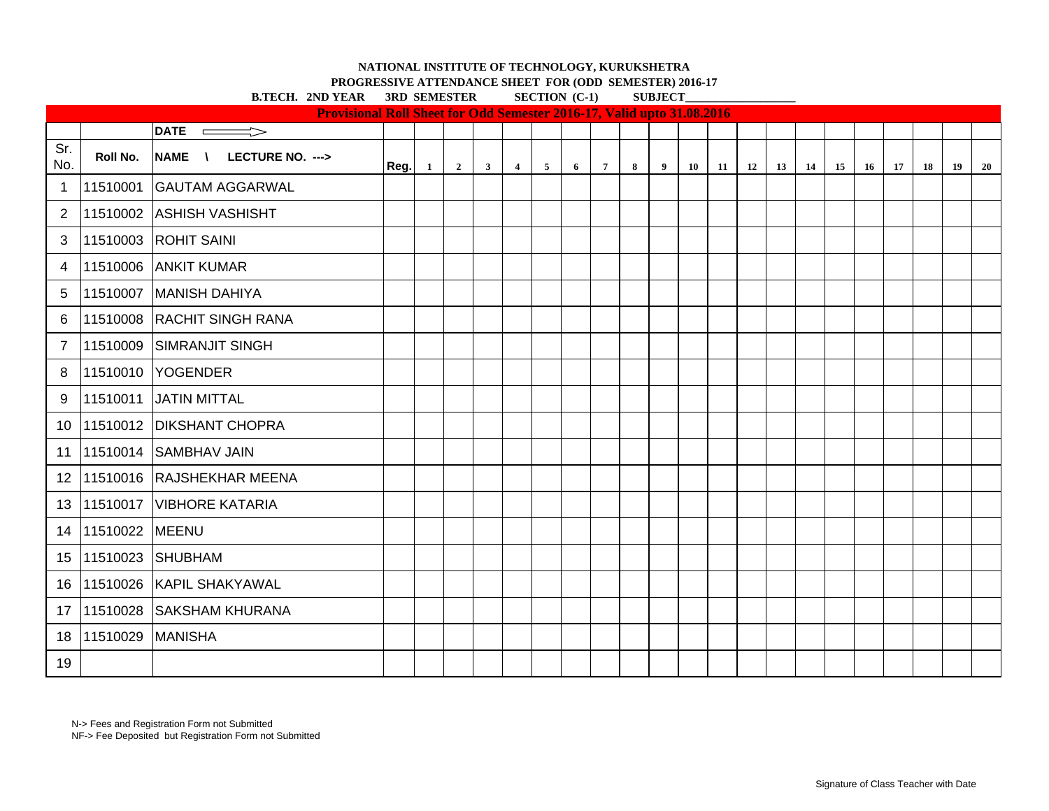**NATIONAL INSTITUTE OF TECHNOLOGY, KURUKSHETRA**

**PROGRESSIVE ATTENDANCE SHEET FOR (ODD SEMESTER) 2016-17**

**B.TECH. 2ND YEAR 3RD SEMESTER SECTION (C-1) SUBJECT__________________**

**Provisional Roll Sheet for Odd Semester 2016-17, Valid upto 31.08.2016**

| | | DATE ⟹ | | | | | | | | | | | | | | | | | | | | | |
|---|---|---|---|---|---|---|---|---|---|---|---|---|---|---|---|---|---|---|---|---|---|---|---|
| Sr. No. | Roll No. | NAME \ LECTURE NO. ---> | Reg. | 1 | 2 | 3 | 4 | 5 | 6 | 7 | 8 | 9 | 10 | 11 | 12 | 13 | 14 | 15 | 16 | 17 | 18 | 19 | 20 |
| 1 | 11510001 | GAUTAM AGGARWAL | | | | | | | | | | | | | | | | | | | | | |
| 2 | 11510002 | ASHISH VASHISHT | | | | | | | | | | | | | | | | | | | | | |
| 3 | 11510003 | ROHIT SAINI | | | | | | | | | | | | | | | | | | | | | |
| 4 | 11510006 | ANKIT KUMAR | | | | | | | | | | | | | | | | | | | | | |
| 5 | 11510007 | MANISH DAHIYA | | | | | | | | | | | | | | | | | | | | | |
| 6 | 11510008 | RACHIT SINGH RANA | | | | | | | | | | | | | | | | | | | | | |
| 7 | 11510009 | SIMRANJIT SINGH | | | | | | | | | | | | | | | | | | | | | |
| 8 | 11510010 | YOGENDER | | | | | | | | | | | | | | | | | | | | | |
| 9 | 11510011 | JATIN MITTAL | | | | | | | | | | | | | | | | | | | | | |
| 10 | 11510012 | DIKSHANT CHOPRA | | | | | | | | | | | | | | | | | | | | | |
| 11 | 11510014 | SAMBHAV JAIN | | | | | | | | | | | | | | | | | | | | | |
| 12 | 11510016 | RAJSHEKHAR MEENA | | | | | | | | | | | | | | | | | | | | | |
| 13 | 11510017 | VIBHORE KATARIA | | | | | | | | | | | | | | | | | | | | | |
| 14 | 11510022 | MEENU | | | | | | | | | | | | | | | | | | | | | |
| 15 | 11510023 | SHUBHAM | | | | | | | | | | | | | | | | | | | | | |
| 16 | 11510026 | KAPIL SHAKYAWAL | | | | | | | | | | | | | | | | | | | | | |
| 17 | 11510028 | SAKSHAM KHURANA | | | | | | | | | | | | | | | | | | | | | |
| 18 | 11510029 | MANISHA | | | | | | | | | | | | | | | | | | | | | |
| 19 | | | | | | | | | | | | | | | | | | | | | | | |

N-> Fees and Registration Form not Submitted

NF-> Fee Deposited but Registration Form not Submitted

Signature of Class Teacher with Date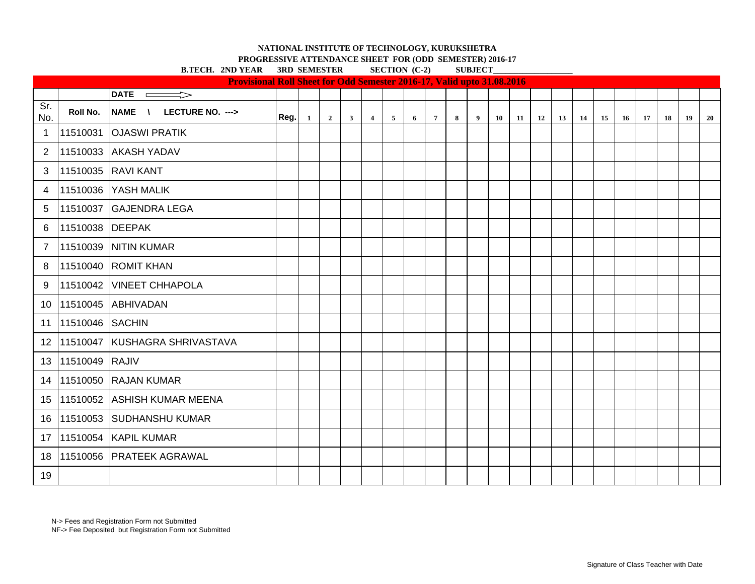**NATIONAL INSTITUTE OF TECHNOLOGY, KURUKSHETRA**

**PROGRESSIVE ATTENDANCE SHEET FOR (ODD SEMESTER) 2016-17**

**B.TECH. 2ND YEAR 3RD SEMESTER SECTION (C-2) SUBJECT\_\_\_\_\_\_\_\_\_\_\_\_\_\_\_\_\_\_**

**Provisional Roll Sheet for Odd Semester 2016-17, Valid upto 31.08.2016**

| | | DATE ⟹ | | | | | | | | | | | | | | | | | | | | | |
|---|---|---|---|---|---|---|---|---|---|---|---|---|---|---|---|---|---|---|---|---|---|---|---|
| Sr. No. | Roll No. | NAME \ LECTURE NO. ---> | Reg. | 1 | 2 | 3 | 4 | 5 | 6 | 7 | 8 | 9 | 10 | 11 | 12 | 13 | 14 | 15 | 16 | 17 | 18 | 19 | 20 |
| 1 | 11510031 | OJASWI PRATIK | | | | | | | | | | | | | | | | | | | | | |
| 2 | 11510033 | AKASH YADAV | | | | | | | | | | | | | | | | | | | | | |
| 3 | 11510035 | RAVI KANT | | | | | | | | | | | | | | | | | | | | | |
| 4 | 11510036 | YASH MALIK | | | | | | | | | | | | | | | | | | | | | |
| 5 | 11510037 | GAJENDRA LEGA | | | | | | | | | | | | | | | | | | | | | |
| 6 | 11510038 | DEEPAK | | | | | | | | | | | | | | | | | | | | | |
| 7 | 11510039 | NITIN KUMAR | | | | | | | | | | | | | | | | | | | | | |
| 8 | 11510040 | ROMIT KHAN | | | | | | | | | | | | | | | | | | | | | |
| 9 | 11510042 | VINEET CHHAPOLA | | | | | | | | | | | | | | | | | | | | | |
| 10 | 11510045 | ABHIVADAN | | | | | | | | | | | | | | | | | | | | | |
| 11 | 11510046 | SACHIN | | | | | | | | | | | | | | | | | | | | | |
| 12 | 11510047 | KUSHAGRA SHRIVASTAVA | | | | | | | | | | | | | | | | | | | | | |
| 13 | 11510049 | RAJIV | | | | | | | | | | | | | | | | | | | | | |
| 14 | 11510050 | RAJAN KUMAR | | | | | | | | | | | | | | | | | | | | | |
| 15 | 11510052 | ASHISH KUMAR MEENA | | | | | | | | | | | | | | | | | | | | | |
| 16 | 11510053 | SUDHANSHU KUMAR | | | | | | | | | | | | | | | | | | | | | |
| 17 | 11510054 | KAPIL KUMAR | | | | | | | | | | | | | | | | | | | | | |
| 18 | 11510056 | PRATEEK AGRAWAL | | | | | | | | | | | | | | | | | | | | | |
| 19 | | | | | | | | | | | | | | | | | | | | | | | |

N-> Fees and Registration Form not Submitted
NF-> Fee Deposited but Registration Form not Submitted

Signature of Class Teacher with Date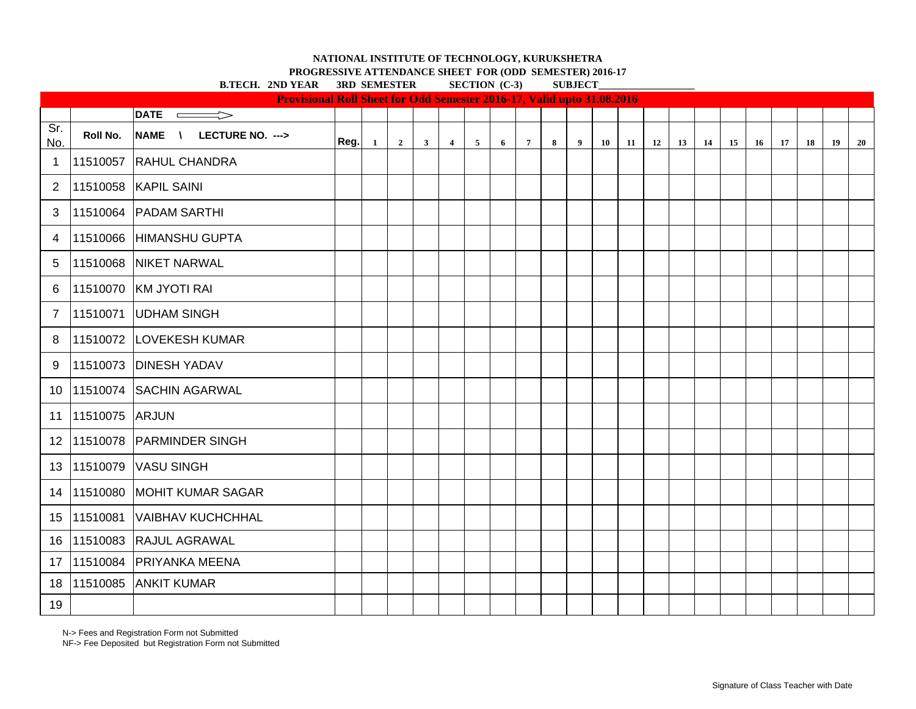**NATIONAL INSTITUTE OF TECHNOLOGY, KURUKSHETRA**

**PROGRESSIVE ATTENDANCE SHEET FOR (ODD SEMESTER) 2016-17**

**B.TECH. 2ND YEAR 3RD SEMESTER SECTION (C-3) SUBJECT__________________**

**Provisional Roll Sheet for Odd Semester 2016-17, Valid upto 31.08.2016**

| | | DATE ⟹ | | | | | | | | | | | | | | | | | | | | | |
|---|---|---|---|---|---|---|---|---|---|---|---|---|---|---|---|---|---|---|---|---|---|---|---|
| Sr. No. | Roll No. | NAME \ LECTURE NO. ---> | Reg. | 1 | 2 | 3 | 4 | 5 | 6 | 7 | 8 | 9 | 10 | 11 | 12 | 13 | 14 | 15 | 16 | 17 | 18 | 19 | 20 |
| 1 | 11510057 | RAHUL CHANDRA | | | | | | | | | | | | | | | | | | | | | |
| 2 | 11510058 | KAPIL SAINI | | | | | | | | | | | | | | | | | | | | | |
| 3 | 11510064 | PADAM SARTHI | | | | | | | | | | | | | | | | | | | | | |
| 4 | 11510066 | HIMANSHU GUPTA | | | | | | | | | | | | | | | | | | | | | |
| 5 | 11510068 | NIKET NARWAL | | | | | | | | | | | | | | | | | | | | | |
| 6 | 11510070 | KM JYOTI RAI | | | | | | | | | | | | | | | | | | | | | |
| 7 | 11510071 | UDHAM SINGH | | | | | | | | | | | | | | | | | | | | | |
| 8 | 11510072 | LOVEKESH KUMAR | | | | | | | | | | | | | | | | | | | | | |
| 9 | 11510073 | DINESH YADAV | | | | | | | | | | | | | | | | | | | | | |
| 10 | 11510074 | SACHIN AGARWAL | | | | | | | | | | | | | | | | | | | | | |
| 11 | 11510075 | ARJUN | | | | | | | | | | | | | | | | | | | | | |
| 12 | 11510078 | PARMINDER SINGH | | | | | | | | | | | | | | | | | | | | | |
| 13 | 11510079 | VASU SINGH | | | | | | | | | | | | | | | | | | | | | |
| 14 | 11510080 | MOHIT KUMAR SAGAR | | | | | | | | | | | | | | | | | | | | | |
| 15 | 11510081 | VAIBHAV KUCHCHHAL | | | | | | | | | | | | | | | | | | | | | |
| 16 | 11510083 | RAJUL AGRAWAL | | | | | | | | | | | | | | | | | | | | | |
| 17 | 11510084 | PRIYANKA MEENA | | | | | | | | | | | | | | | | | | | | | |
| 18 | 11510085 | ANKIT KUMAR | | | | | | | | | | | | | | | | | | | | | |
| 19 | | | | | | | | | | | | | | | | | | | | | | | |

N-> Fees and Registration Form not Submitted

NF-> Fee Deposited but Registration Form not Submitted

Signature of Class Teacher with Date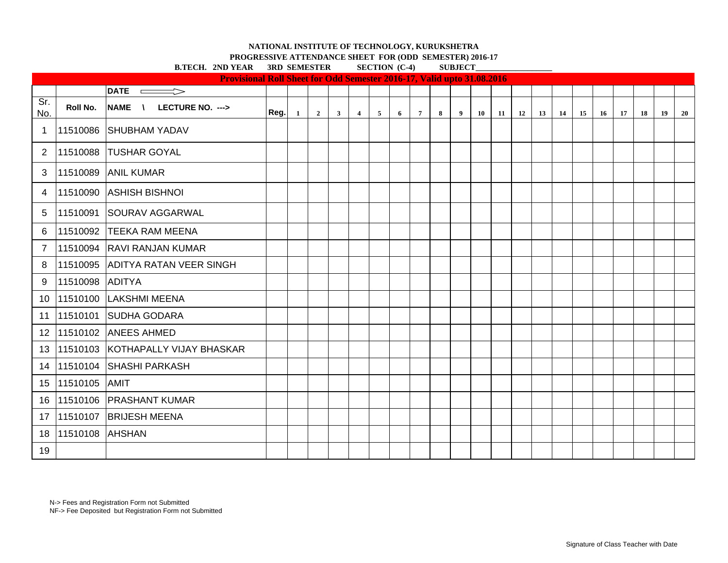**NATIONAL INSTITUTE OF TECHNOLOGY, KURUKSHETRA**

**PROGRESSIVE ATTENDANCE SHEET FOR (ODD SEMESTER) 2016-17**

**B.TECH. 2ND YEAR 3RD SEMESTER SECTION (C-4) SUBJECT__________________**

**Provisional Roll Sheet for Odd Semester 2016-17, Valid upto 31.08.2016**

| | | DATE ⟹ | | | | | | | | | | | | | | | | | | | | | |
|---|---|---|---|---|---|---|---|---|---|---|---|---|---|---|---|---|---|---|---|---|---|---|---|
| Sr. No. | Roll No. | NAME \ LECTURE NO. ---> | Reg. | 1 | 2 | 3 | 4 | 5 | 6 | 7 | 8 | 9 | 10 | 11 | 12 | 13 | 14 | 15 | 16 | 17 | 18 | 19 | 20 |
| 1 | 11510086 | SHUBHAM YADAV | | | | | | | | | | | | | | | | | | | | | |
| 2 | 11510088 | TUSHAR GOYAL | | | | | | | | | | | | | | | | | | | | | |
| 3 | 11510089 | ANIL KUMAR | | | | | | | | | | | | | | | | | | | | | |
| 4 | 11510090 | ASHISH BISHNOI | | | | | | | | | | | | | | | | | | | | | |
| 5 | 11510091 | SOURAV AGGARWAL | | | | | | | | | | | | | | | | | | | | | |
| 6 | 11510092 | TEEKA RAM MEENA | | | | | | | | | | | | | | | | | | | | | |
| 7 | 11510094 | RAVI RANJAN KUMAR | | | | | | | | | | | | | | | | | | | | | |
| 8 | 11510095 | ADITYA RATAN VEER SINGH | | | | | | | | | | | | | | | | | | | | | |
| 9 | 11510098 | ADITYA | | | | | | | | | | | | | | | | | | | | | |
| 10 | 11510100 | LAKSHMI MEENA | | | | | | | | | | | | | | | | | | | | | |
| 11 | 11510101 | SUDHA GODARA | | | | | | | | | | | | | | | | | | | | | |
| 12 | 11510102 | ANEES AHMED | | | | | | | | | | | | | | | | | | | | | |
| 13 | 11510103 | KOTHAPALLY VIJAY BHASKAR | | | | | | | | | | | | | | | | | | | | | |
| 14 | 11510104 | SHASHI PARKASH | | | | | | | | | | | | | | | | | | | | | |
| 15 | 11510105 | AMIT | | | | | | | | | | | | | | | | | | | | | |
| 16 | 11510106 | PRASHANT KUMAR | | | | | | | | | | | | | | | | | | | | | |
| 17 | 11510107 | BRIJESH MEENA | | | | | | | | | | | | | | | | | | | | | |
| 18 | 11510108 | AHSHAN | | | | | | | | | | | | | | | | | | | | | |
| 19 | | | | | | | | | | | | | | | | | | | | | | | |

N-> Fees and Registration Form not Submitted

NF-> Fee Deposited but Registration Form not Submitted

Signature of Class Teacher with Date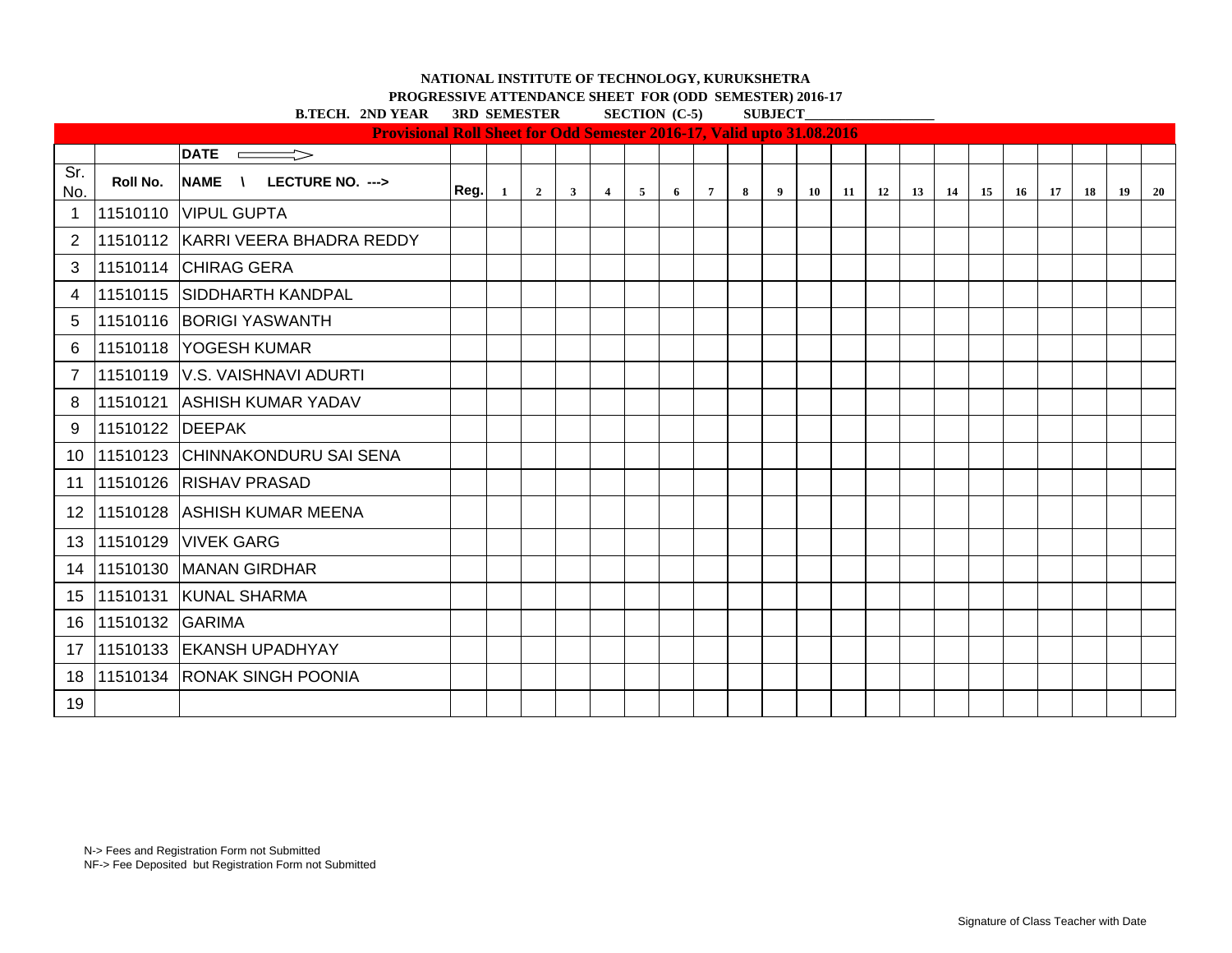**NATIONAL INSTITUTE OF TECHNOLOGY, KURUKSHETRA**

**PROGRESSIVE ATTENDANCE SHEET FOR (ODD SEMESTER) 2016-17**

**B.TECH. 2ND YEAR 3RD SEMESTER SECTION (C-5) SUBJECT__________________**

**Provisional Roll Sheet for Odd Semester 2016-17, Valid upto 31.08.2016**

| | | DATE ⟹ | | | | | | | | | | | | | | | | | | | | | |
|---|---|---|---|---|---|---|---|---|---|---|---|---|---|---|---|---|---|---|---|---|---|---|---|
| Sr. No. | Roll No. | NAME \ LECTURE NO. ---> | Reg. | 1 | 2 | 3 | 4 | 5 | 6 | 7 | 8 | 9 | 10 | 11 | 12 | 13 | 14 | 15 | 16 | 17 | 18 | 19 | 20 |
| 1 | 11510110 | VIPUL GUPTA | | | | | | | | | | | | | | | | | | | | | |
| 2 | 11510112 | KARRI VEERA BHADRA REDDY | | | | | | | | | | | | | | | | | | | | | |
| 3 | 11510114 | CHIRAG GERA | | | | | | | | | | | | | | | | | | | | | |
| 4 | 11510115 | SIDDHARTH KANDPAL | | | | | | | | | | | | | | | | | | | | | |
| 5 | 11510116 | BORIGI YASWANTH | | | | | | | | | | | | | | | | | | | | | |
| 6 | 11510118 | YOGESH KUMAR | | | | | | | | | | | | | | | | | | | | | |
| 7 | 11510119 | V.S. VAISHNAVI ADURTI | | | | | | | | | | | | | | | | | | | | | |
| 8 | 11510121 | ASHISH KUMAR YADAV | | | | | | | | | | | | | | | | | | | | | |
| 9 | 11510122 | DEEPAK | | | | | | | | | | | | | | | | | | | | | |
| 10 | 11510123 | CHINNAKONDURU SAI SENA | | | | | | | | | | | | | | | | | | | | | |
| 11 | 11510126 | RISHAV PRASAD | | | | | | | | | | | | | | | | | | | | | |
| 12 | 11510128 | ASHISH KUMAR MEENA | | | | | | | | | | | | | | | | | | | | | |
| 13 | 11510129 | VIVEK GARG | | | | | | | | | | | | | | | | | | | | | |
| 14 | 11510130 | MANAN GIRDHAR | | | | | | | | | | | | | | | | | | | | | |
| 15 | 11510131 | KUNAL SHARMA | | | | | | | | | | | | | | | | | | | | | |
| 16 | 11510132 | GARIMA | | | | | | | | | | | | | | | | | | | | | |
| 17 | 11510133 | EKANSH UPADHYAY | | | | | | | | | | | | | | | | | | | | | |
| 18 | 11510134 | RONAK SINGH POONIA | | | | | | | | | | | | | | | | | | | | | |
| 19 | | | | | | | | | | | | | | | | | | | | | | | |

N-> Fees and Registration Form not Submitted

NF-> Fee Deposited but Registration Form not Submitted

Signature of Class Teacher with Date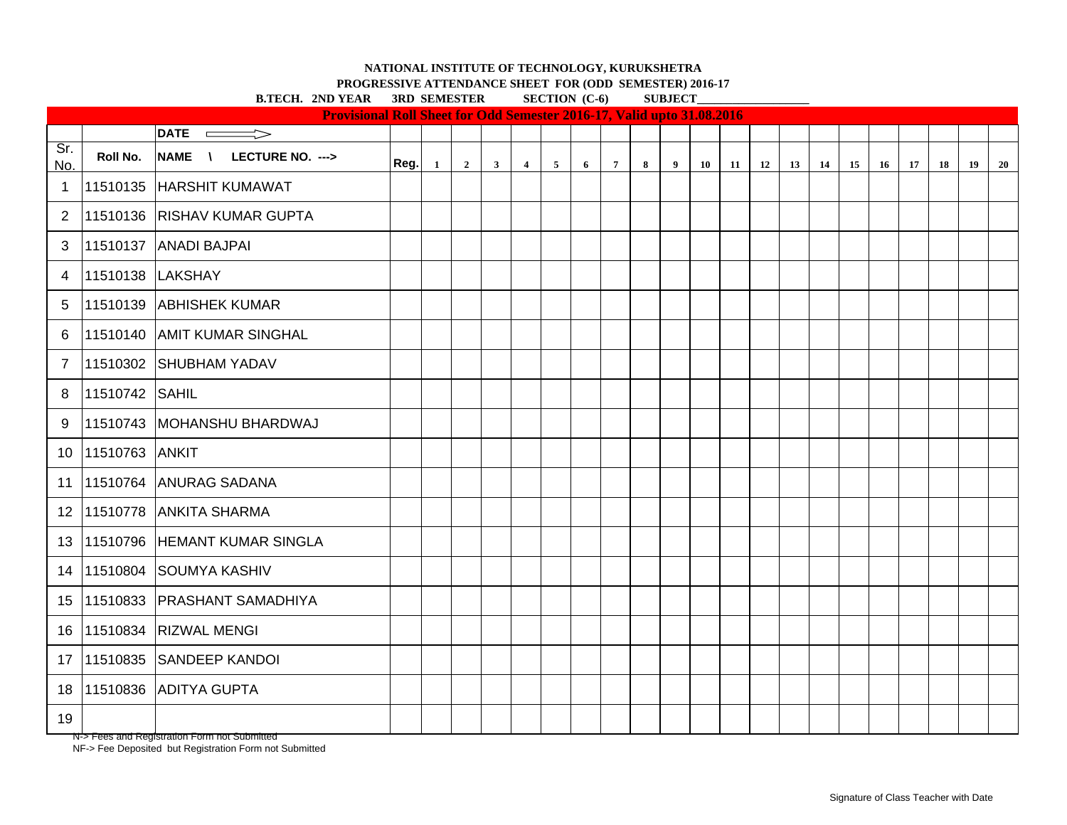**NATIONAL INSTITUTE OF TECHNOLOGY, KURUKSHETRA**

**PROGRESSIVE ATTENDANCE SHEET FOR (ODD SEMESTER) 2016-17**

**B.TECH. 2ND YEAR 3RD SEMESTER SECTION (C-6) SUBJECT__________________**

**Provisional Roll Sheet for Odd Semester 2016-17, Valid upto 31.08.2016**

| | | DATE ⟹ | | | | | | | | | | | | | | | | | | | | | |
|---|---|---|---|---|---|---|---|---|---|---|---|---|---|---|---|---|---|---|---|---|---|---|---|
| Sr. No. | Roll No. | NAME \ LECTURE NO. ---> | Reg. | 1 | 2 | 3 | 4 | 5 | 6 | 7 | 8 | 9 | 10 | 11 | 12 | 13 | 14 | 15 | 16 | 17 | 18 | 19 | 20 |
| 1 | 11510135 | HARSHIT KUMAWAT | | | | | | | | | | | | | | | | | | | | | |
| 2 | 11510136 | RISHAV KUMAR GUPTA | | | | | | | | | | | | | | | | | | | | | |
| 3 | 11510137 | ANADI BAJPAI | | | | | | | | | | | | | | | | | | | | | |
| 4 | 11510138 | LAKSHAY | | | | | | | | | | | | | | | | | | | | | |
| 5 | 11510139 | ABHISHEK KUMAR | | | | | | | | | | | | | | | | | | | | | |
| 6 | 11510140 | AMIT KUMAR SINGHAL | | | | | | | | | | | | | | | | | | | | | |
| 7 | 11510302 | SHUBHAM YADAV | | | | | | | | | | | | | | | | | | | | | |
| 8 | 11510742 | SAHIL | | | | | | | | | | | | | | | | | | | | | |
| 9 | 11510743 | MOHANSHU BHARDWAJ | | | | | | | | | | | | | | | | | | | | | |
| 10 | 11510763 | ANKIT | | | | | | | | | | | | | | | | | | | | | |
| 11 | 11510764 | ANURAG SADANA | | | | | | | | | | | | | | | | | | | | | |
| 12 | 11510778 | ANKITA SHARMA | | | | | | | | | | | | | | | | | | | | | |
| 13 | 11510796 | HEMANT KUMAR SINGLA | | | | | | | | | | | | | | | | | | | | | |
| 14 | 11510804 | SOUMYA KASHIV | | | | | | | | | | | | | | | | | | | | | |
| 15 | 11510833 | PRASHANT SAMADHIYA | | | | | | | | | | | | | | | | | | | | | |
| 16 | 11510834 | RIZWAL MENGI | | | | | | | | | | | | | | | | | | | | | |
| 17 | 11510835 | SANDEEP KANDOI | | | | | | | | | | | | | | | | | | | | | |
| 18 | 11510836 | ADITYA GUPTA | | | | | | | | | | | | | | | | | | | | | |
| 19 | | | | | | | | | | | | | | | | | | | | | | | |

N-> Fees and Registration Form not Submitted

NF-> Fee Deposited but Registration Form not Submitted

Signature of Class Teacher with Date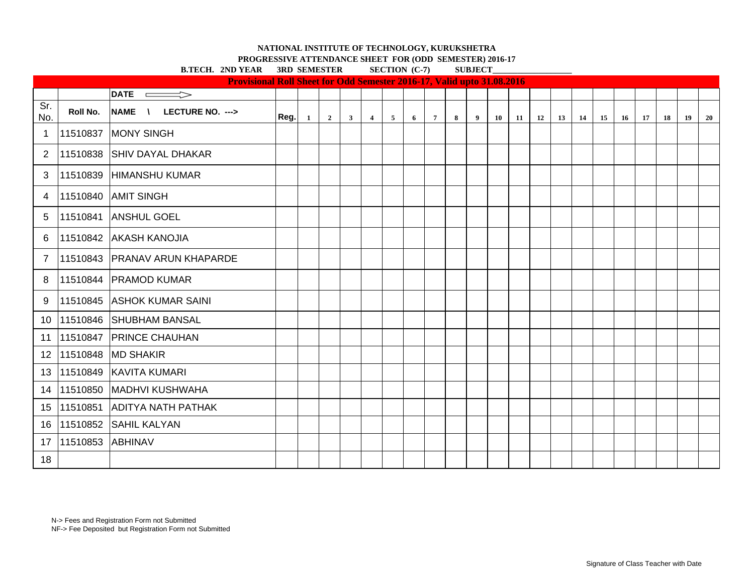**NATIONAL INSTITUTE OF TECHNOLOGY, KURUKSHETRA**

**PROGRESSIVE ATTENDANCE SHEET FOR (ODD SEMESTER) 2016-17**

**B.TECH. 2ND YEAR 3RD SEMESTER SECTION (C-7) SUBJECT__________________**

**Provisional Roll Sheet for Odd Semester 2016-17, Valid upto 31.08.2016**

| | | DATE ⟹ | | | | | | | | | | | | | | | | | | | | | |
|---|---|---|---|---|---|---|---|---|---|---|---|---|---|---|---|---|---|---|---|---|---|---|---|
| Sr. No. | Roll No. | NAME \ LECTURE NO. ---> | Reg. | 1 | 2 | 3 | 4 | 5 | 6 | 7 | 8 | 9 | 10 | 11 | 12 | 13 | 14 | 15 | 16 | 17 | 18 | 19 | 20 |
| 1 | 11510837 | MONY SINGH | | | | | | | | | | | | | | | | | | | | | |
| 2 | 11510838 | SHIV DAYAL DHAKAR | | | | | | | | | | | | | | | | | | | | | |
| 3 | 11510839 | HIMANSHU KUMAR | | | | | | | | | | | | | | | | | | | | | |
| 4 | 11510840 | AMIT SINGH | | | | | | | | | | | | | | | | | | | | | |
| 5 | 11510841 | ANSHUL GOEL | | | | | | | | | | | | | | | | | | | | | |
| 6 | 11510842 | AKASH KANOJIA | | | | | | | | | | | | | | | | | | | | | |
| 7 | 11510843 | PRANAV ARUN KHAPARDE | | | | | | | | | | | | | | | | | | | | | |
| 8 | 11510844 | PRAMOD KUMAR | | | | | | | | | | | | | | | | | | | | | |
| 9 | 11510845 | ASHOK KUMAR SAINI | | | | | | | | | | | | | | | | | | | | | |
| 10 | 11510846 | SHUBHAM BANSAL | | | | | | | | | | | | | | | | | | | | | |
| 11 | 11510847 | PRINCE CHAUHAN | | | | | | | | | | | | | | | | | | | | | |
| 12 | 11510848 | MD SHAKIR | | | | | | | | | | | | | | | | | | | | | |
| 13 | 11510849 | KAVITA KUMARI | | | | | | | | | | | | | | | | | | | | | |
| 14 | 11510850 | MADHVI KUSHWAHA | | | | | | | | | | | | | | | | | | | | | |
| 15 | 11510851 | ADITYA NATH PATHAK | | | | | | | | | | | | | | | | | | | | | |
| 16 | 11510852 | SAHIL KALYAN | | | | | | | | | | | | | | | | | | | | | |
| 17 | 11510853 | ABHINAV | | | | | | | | | | | | | | | | | | | | | |
| 18 | | | | | | | | | | | | | | | | | | | | | | | |

N-> Fees and Registration Form not Submitted

NF-> Fee Deposited but Registration Form not Submitted

Signature of Class Teacher with Date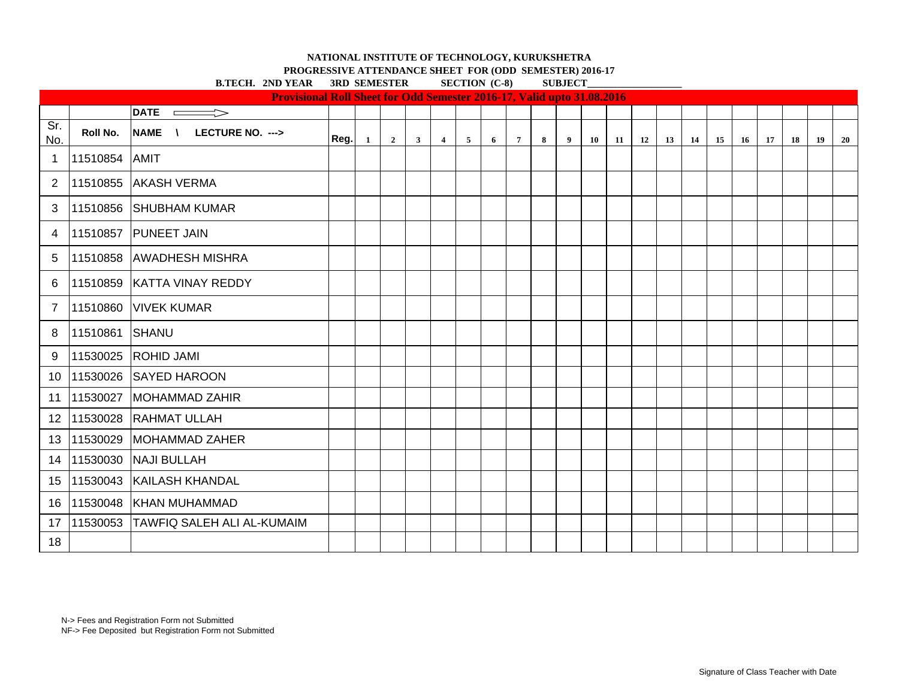**NATIONAL INSTITUTE OF TECHNOLOGY, KURUKSHETRA**

**PROGRESSIVE ATTENDANCE SHEET FOR (ODD SEMESTER) 2016-17**

**B.TECH. 2ND YEAR 3RD SEMESTER SECTION (C-8) SUBJECT__________________**

**Provisional Roll Sheet for Odd Semester 2016-17, Valid upto 31.08.2016**

| | | DATE ⟹ | | | | | | | | | | | | | | | | | | | | | |
|---|---|---|---|---|---|---|---|---|---|---|---|---|---|---|---|---|---|---|---|---|---|---|---|
| Sr. No. | Roll No. | NAME \ LECTURE NO. ---> | Reg. | 1 | 2 | 3 | 4 | 5 | 6 | 7 | 8 | 9 | 10 | 11 | 12 | 13 | 14 | 15 | 16 | 17 | 18 | 19 | 20 |
| 1 | 11510854 | AMIT | | | | | | | | | | | | | | | | | | | | | |
| 2 | 11510855 | AKASH VERMA | | | | | | | | | | | | | | | | | | | | | |
| 3 | 11510856 | SHUBHAM KUMAR | | | | | | | | | | | | | | | | | | | | | |
| 4 | 11510857 | PUNEET JAIN | | | | | | | | | | | | | | | | | | | | | |
| 5 | 11510858 | AWADHESH MISHRA | | | | | | | | | | | | | | | | | | | | | |
| 6 | 11510859 | KATTA VINAY REDDY | | | | | | | | | | | | | | | | | | | | | |
| 7 | 11510860 | VIVEK KUMAR | | | | | | | | | | | | | | | | | | | | | |
| 8 | 11510861 | SHANU | | | | | | | | | | | | | | | | | | | | | |
| 9 | 11530025 | ROHID JAMI | | | | | | | | | | | | | | | | | | | | | |
| 10 | 11530026 | SAYED HAROON | | | | | | | | | | | | | | | | | | | | | |
| 11 | 11530027 | MOHAMMAD ZAHIR | | | | | | | | | | | | | | | | | | | | | |
| 12 | 11530028 | RAHMAT ULLAH | | | | | | | | | | | | | | | | | | | | | |
| 13 | 11530029 | MOHAMMAD ZAHER | | | | | | | | | | | | | | | | | | | | | |
| 14 | 11530030 | NAJI BULLAH | | | | | | | | | | | | | | | | | | | | | |
| 15 | 11530043 | KAILASH KHANDAL | | | | | | | | | | | | | | | | | | | | | |
| 16 | 11530048 | KHAN MUHAMMAD | | | | | | | | | | | | | | | | | | | | | |
| 17 | 11530053 | TAWFIQ SALEH ALI AL-KUMAIM | | | | | | | | | | | | | | | | | | | | | |
| 18 | | | | | | | | | | | | | | | | | | | | | | | |

N-> Fees and Registration Form not Submitted

NF-> Fee Deposited but Registration Form not Submitted

Signature of Class Teacher with Date